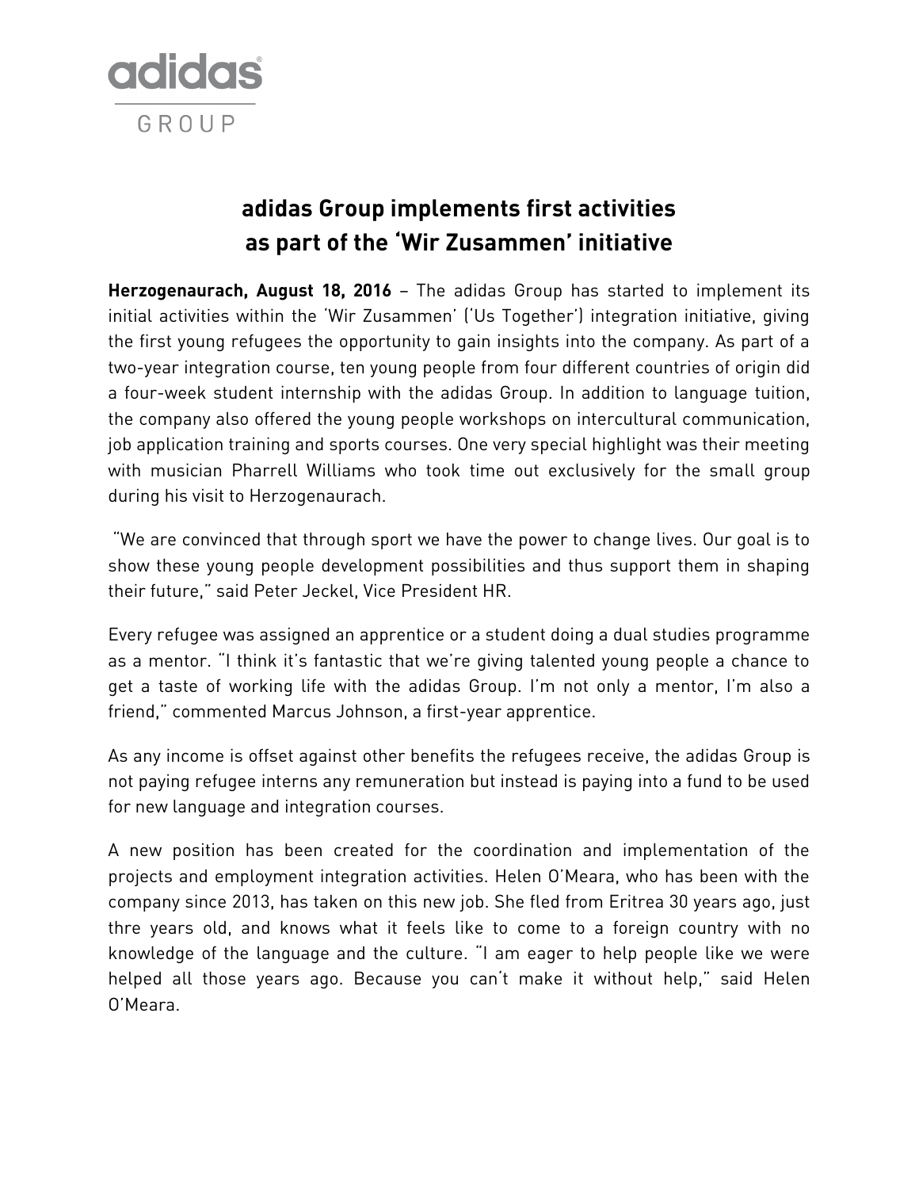adidas GROUP

# adidas Group implements first activities as part of the 'Wir Zusammen' initiative

**Herzogenaurach, August 18, 2016** – The adidas Group has started to implement its initial activities within the 'Wir Zusammen' ('Us Together') integration initiative, giving the first young refugees the opportunity to gain insights into the company. As part of a two-year integration course, ten young people from four different countries of origin did a four-week student internship with the adidas Group. In addition to language tuition, the company also offered the young people workshops on intercultural communication, job application training and sports courses. One very special highlight was their meeting with musician Pharrell Williams who took time out exclusively for the small group during his visit to Herzogenaurach.

"We are convinced that through sport we have the power to change lives. Our goal is to show these young people development possibilities and thus support them in shaping their future," said Peter Jeckel, Vice President HR.

Every refugee was assigned an apprentice or a student doing a dual studies programme as a mentor. "I think it's fantastic that we're giving talented young people a chance to get a taste of working life with the adidas Group. I'm not only a mentor, I'm also a friend," commented Marcus Johnson, a first-year apprentice.

As any income is offset against other benefits the refugees receive, the adidas Group is not paying refugee interns any remuneration but instead is paying into a fund to be used for new language and integration courses.

A new position has been created for the coordination and implementation of the projects and employment integration activities. Helen O'Meara, who has been with the company since 2013, has taken on this new job. She fled from Eritrea 30 years ago, just thre years old, and knows what it feels like to come to a foreign country with no knowledge of the language and the culture. "I am eager to help people like we were helped all those years ago. Because you can't make it without help," said Helen O'Meara.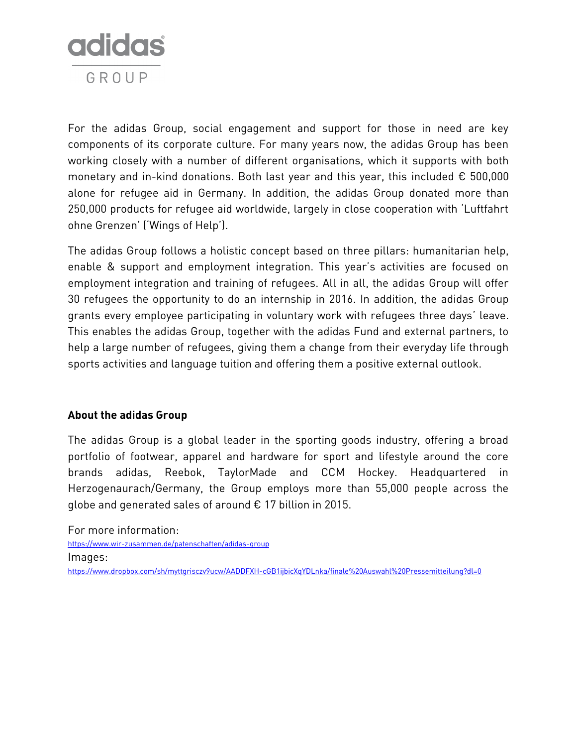For the adidas Group, social engagement and support for those in need are key components of its corporate culture. For many years now, the adidas Group has been working closely with a number of different organisations, which it supports with both monetary and in-kind donations. Both last year and this year, this included € 500,000 alone for refugee aid in Germany. In addition, the adidas Group donated more than 250,000 products for refugee aid worldwide, largely in close cooperation with 'Luftfahrt ohne Grenzen' ('Wings of Help').

The adidas Group follows a holistic concept based on three pillars: humanitarian help, enable & support and employment integration. This year's activities are focused on employment integration and training of refugees. All in all, the adidas Group will offer 30 refugees the opportunity to do an internship in 2016. In addition, the adidas Group grants every employee participating in voluntary work with refugees three days' leave. This enables the adidas Group, together with the adidas Fund and external partners, to help a large number of refugees, giving them a change from their everyday life through sports activities and language tuition and offering them a positive external outlook.

**About the adidas Group**

The adidas Group is a global leader in the sporting goods industry, offering a broad portfolio of footwear, apparel and hardware for sport and lifestyle around the core brands adidas, Reebok, TaylorMade and CCM Hockey. Headquartered in Herzogenaurach/Germany, the Group employs more than 55,000 people across the globe and generated sales of around € 17 billion in 2015.

For more information:
https://www.wir-zusammen.de/patenschaften/adidas-group

Images:
https://www.dropbox.com/sh/myttgrisczv9ucw/AADDFXH-cGB1ijbicXqYDLnka/finale%20Auswahl%20Pressemitteilung?dl=0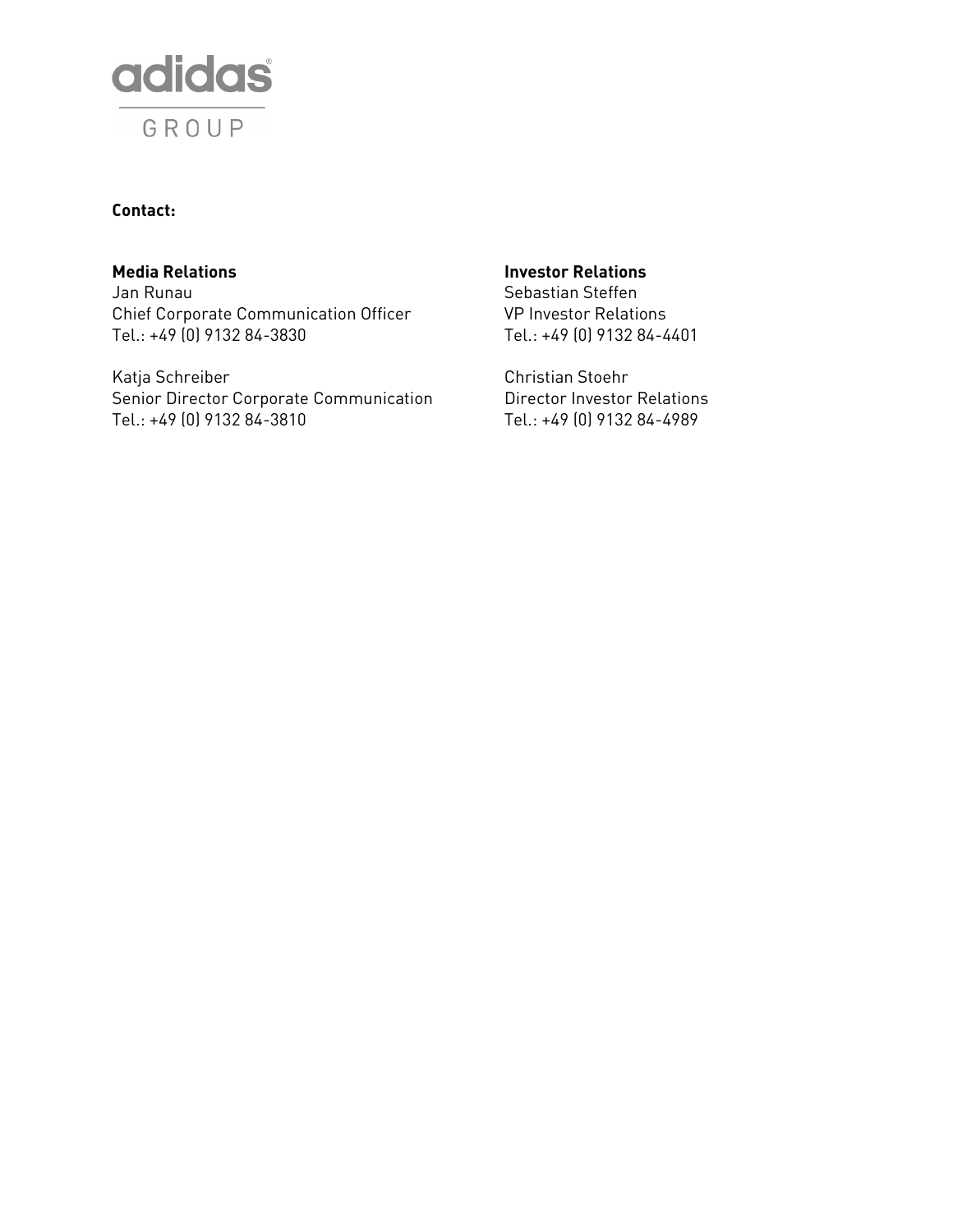**Contact:**

**Media Relations**
Jan Runau
Chief Corporate Communication Officer
Tel.: +49 (0) 9132 84-3830

Katja Schreiber
Senior Director Corporate Communication
Tel.: +49 (0) 9132 84-3810

**Investor Relations**
Sebastian Steffen
VP Investor Relations
Tel.: +49 (0) 9132 84-4401

Christian Stoehr
Director Investor Relations
Tel.: +49 (0) 9132 84-4989